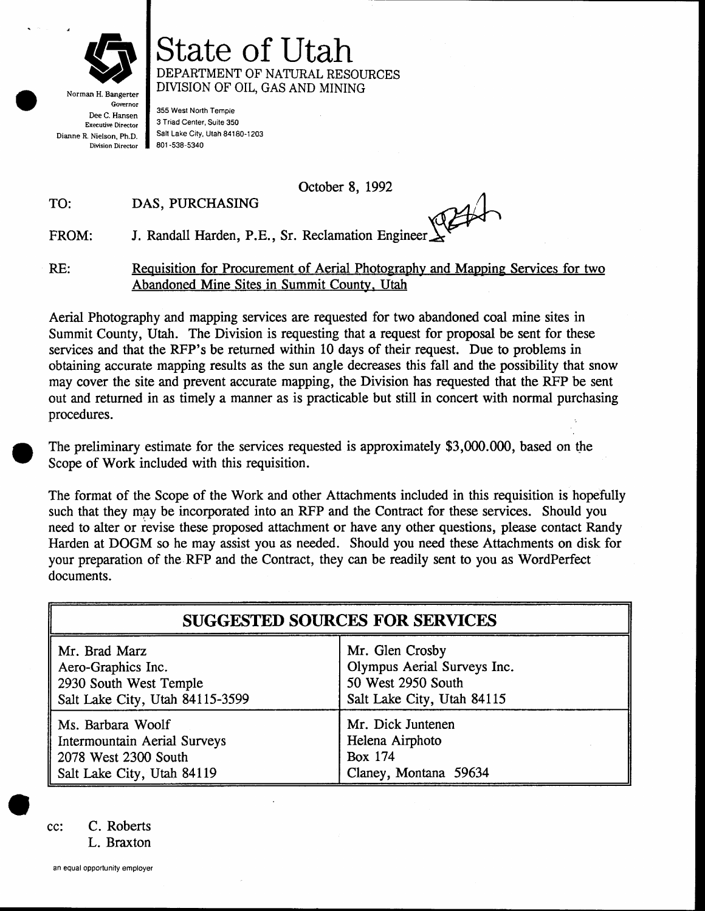# State of Utah

DEPARTMENT OF NATURAL RESOURCES
DIVISION OF OIL, GAS AND MINING

Norman H. Bangerter
Governor
Dee C. Hansen
Executive Director
Dianne R. Nielson, Ph.D.
Division Director

355 West North Temple
3 Triad Center, Suite 350
Salt Lake City, Utah 84180-1203
801-538-5340

October 8, 1992

TO: DAS, PURCHASING

FROM: J. Randall Harden, P.E., Sr. Reclamation Engineer

RE: Requisition for Procurement of Aerial Photography and Mapping Services for two Abandoned Mine Sites in Summit County, Utah

Aerial Photography and mapping services are requested for two abandoned coal mine sites in Summit County, Utah. The Division is requesting that a request for proposal be sent for these services and that the RFP's be returned within 10 days of their request. Due to problems in obtaining accurate mapping results as the sun angle decreases this fall and the possibility that snow may cover the site and prevent accurate mapping, the Division has requested that the RFP be sent out and returned in as timely a manner as is practicable but still in concert with normal purchasing procedures.

The preliminary estimate for the services requested is approximately $3,000.000, based on the Scope of Work included with this requisition.

The format of the Scope of the Work and other Attachments included in this requisition is hopefully such that they may be incorporated into an RFP and the Contract for these services. Should you need to alter or revise these proposed attachment or have any other questions, please contact Randy Harden at DOGM so he may assist you as needed. Should you need these Attachments on disk for your preparation of the RFP and the Contract, they can be readily sent to you as WordPerfect documents.

| SUGGESTED SOURCES FOR SERVICES | |
|---|---|
| Mr. Brad Marz<br>Aero-Graphics Inc.<br>2930 South West Temple<br>Salt Lake City, Utah 84115-3599 | Mr. Glen Crosby<br>Olympus Aerial Surveys Inc.<br>50 West 2950 South<br>Salt Lake City, Utah 84115 |
| Ms. Barbara Woolf<br>Intermountain Aerial Surveys<br>2078 West 2300 South<br>Salt Lake City, Utah 84119 | Mr. Dick Juntenen<br>Helena Airphoto<br>Box 174<br>Claney, Montana 59634 |

cc: C. Roberts
L. Braxton

an equal opportunity employer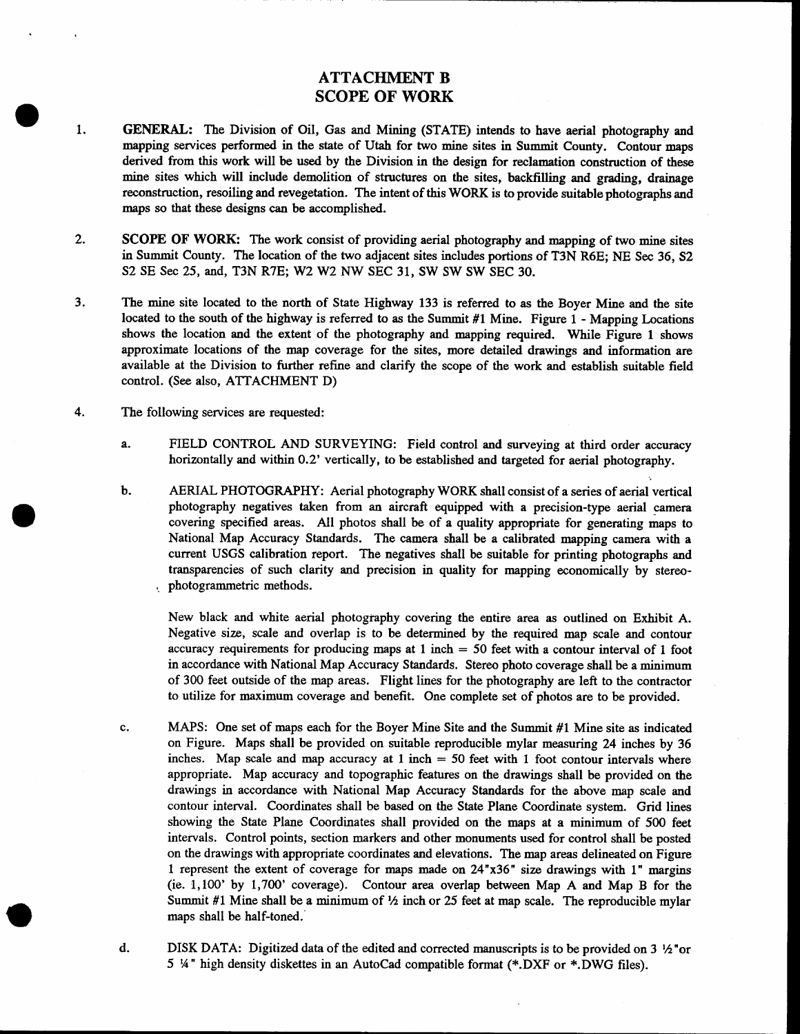# ATTACHMENT B
# SCOPE OF WORK

1. **GENERAL:** The Division of Oil, Gas and Mining (STATE) intends to have aerial photography and mapping services performed in the state of Utah for two mine sites in Summit County. Contour maps derived from this work will be used by the Division in the design for reclamation construction of these mine sites which will include demolition of structures on the sites, backfilling and grading, drainage reconstruction, resoiling and revegetation. The intent of this WORK is to provide suitable photographs and maps so that these designs can be accomplished.

2. **SCOPE OF WORK:** The work consist of providing aerial photography and mapping of two mine sites in Summit County. The location of the two adjacent sites includes portions of T3N R6E; NE Sec 36, S2 S2 SE Sec 25, and, T3N R7E; W2 W2 NW SEC 31, SW SW SW SEC 30.

3. The mine site located to the north of State Highway 133 is referred to as the Boyer Mine and the site located to the south of the highway is referred to as the Summit #1 Mine. Figure 1 - Mapping Locations shows the location and the extent of the photography and mapping required. While Figure 1 shows approximate locations of the map coverage for the sites, more detailed drawings and information are available at the Division to further refine and clarify the scope of the work and establish suitable field control. (See also, ATTACHMENT D)

4. The following services are requested:

   a. FIELD CONTROL AND SURVEYING: Field control and surveying at third order accuracy horizontally and within 0.2' vertically, to be established and targeted for aerial photography.

   b. AERIAL PHOTOGRAPHY: Aerial photography WORK shall consist of a series of aerial vertical photography negatives taken from an aircraft equipped with a precision-type aerial camera covering specified areas. All photos shall be of a quality appropriate for generating maps to National Map Accuracy Standards. The camera shall be a calibrated mapping camera with a current USGS calibration report. The negatives shall be suitable for printing photographs and transparencies of such clarity and precision in quality for mapping economically by stereo-photogrammetric methods.

      New black and white aerial photography covering the entire area as outlined on Exhibit A. Negative size, scale and overlap is to be determined by the required map scale and contour accuracy requirements for producing maps at 1 inch = 50 feet with a contour interval of 1 foot in accordance with National Map Accuracy Standards. Stereo photo coverage shall be a minimum of 300 feet outside of the map areas. Flight lines for the photography are left to the contractor to utilize for maximum coverage and benefit. One complete set of photos are to be provided.

   c. MAPS: One set of maps each for the Boyer Mine Site and the Summit #1 Mine site as indicated on Figure. Maps shall be provided on suitable reproducible mylar measuring 24 inches by 36 inches. Map scale and map accuracy at 1 inch = 50 feet with 1 foot contour intervals where appropriate. Map accuracy and topographic features on the drawings shall be provided on the drawings in accordance with National Map Accuracy Standards for the above map scale and contour interval. Coordinates shall be based on the State Plane Coordinate system. Grid lines showing the State Plane Coordinates shall provided on the maps at a minimum of 500 feet intervals. Control points, section markers and other monuments used for control shall be posted on the drawings with appropriate coordinates and elevations. The map areas delineated on Figure 1 represent the extent of coverage for maps made on 24"x36" size drawings with 1" margins (ie. 1,100' by 1,700' coverage). Contour area overlap between Map A and Map B for the Summit #1 Mine shall be a minimum of ½ inch or 25 feet at map scale. The reproducible mylar maps shall be half-toned.

   d. DISK DATA: Digitized data of the edited and corrected manuscripts is to be provided on 3 ½"or 5 ¼" high density diskettes in an AutoCad compatible format (*.DXF or *.DWG files).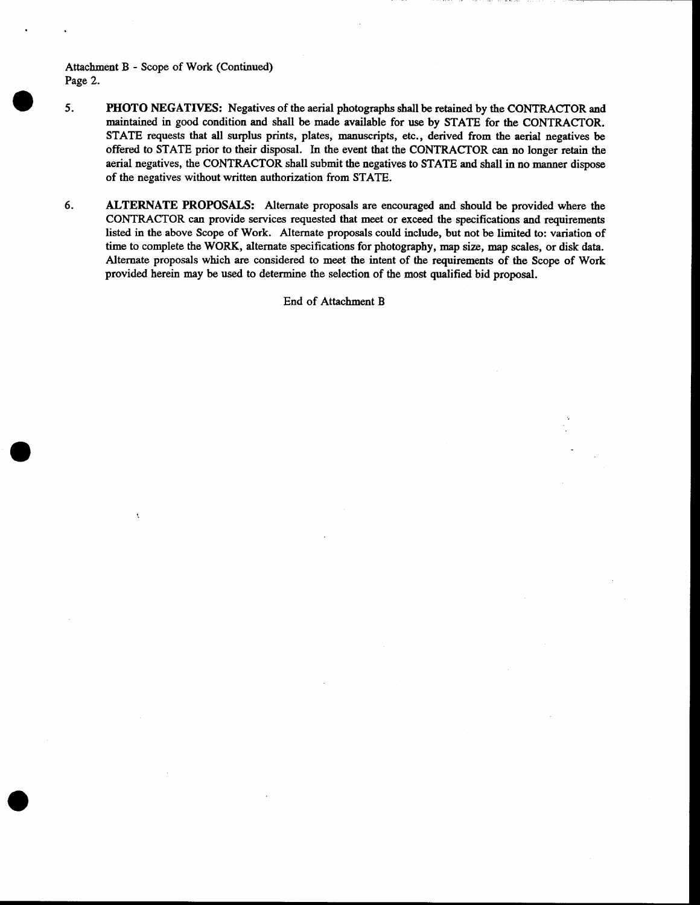Attachment B - Scope of Work (Continued)
Page 2.

5. **PHOTO NEGATIVES:** Negatives of the aerial photographs shall be retained by the CONTRACTOR and maintained in good condition and shall be made available for use by STATE for the CONTRACTOR. STATE requests that all surplus prints, plates, manuscripts, etc., derived from the aerial negatives be offered to STATE prior to their disposal. In the event that the CONTRACTOR can no longer retain the aerial negatives, the CONTRACTOR shall submit the negatives to STATE and shall in no manner dispose of the negatives without written authorization from STATE.

6. **ALTERNATE PROPOSALS:** Alternate proposals are encouraged and should be provided where the CONTRACTOR can provide services requested that meet or exceed the specifications and requirements listed in the above Scope of Work. Alternate proposals could include, but not be limited to: variation of time to complete the WORK, alternate specifications for photography, map size, map scales, or disk data. Alternate proposals which are considered to meet the intent of the requirements of the Scope of Work provided herein may be used to determine the selection of the most qualified bid proposal.

End of Attachment B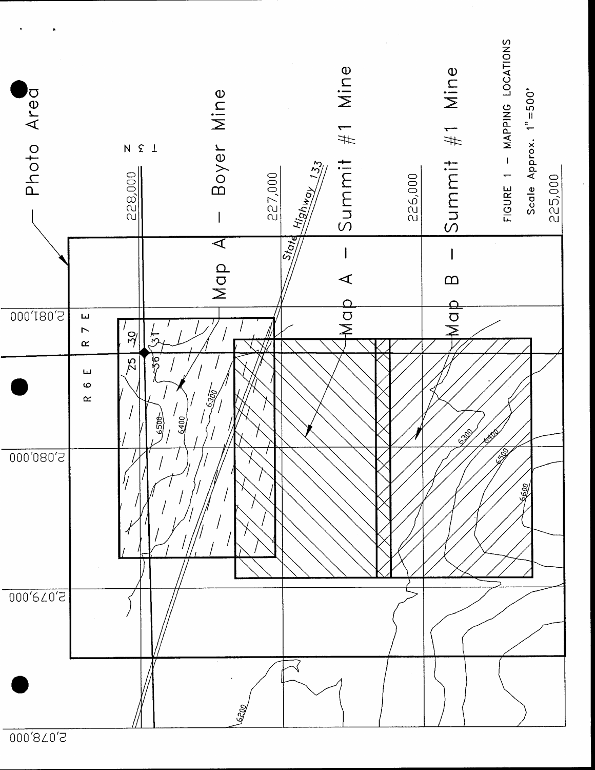Photo Area

Map A – Boyer Mine

Map A – Summit #1 Mine

Map B – Summit #1 Mine

State Highway 133

T 3 N

R 6 E

R 7 E

30

25

31

36

228,000

227,000

226,000

225,000

2,081,000

2,080,000

2,079,000

2,078,000

6200

6300

6400

6500

6600

FIGURE 1 – MAPPING LOCATIONS

Scale Approx. 1"=500'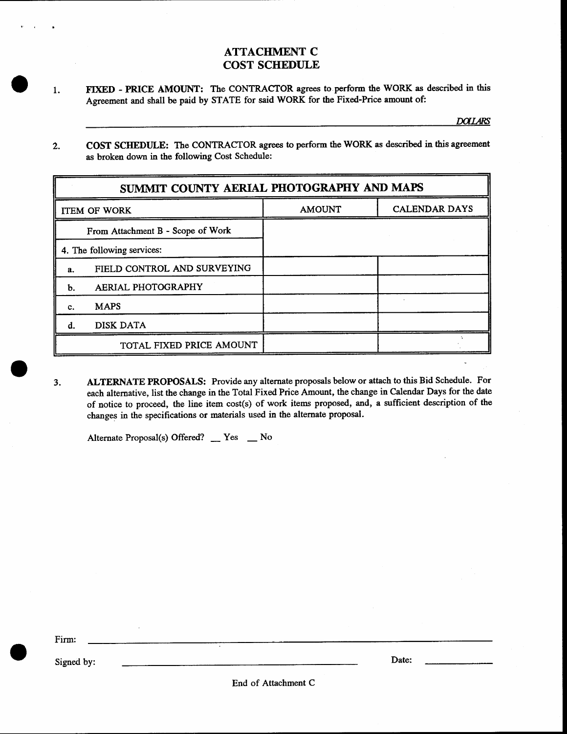# ATTACHMENT C
# COST SCHEDULE

1. **FIXED - PRICE AMOUNT:** The CONTRACTOR agrees to perform the WORK as described in this Agreement and shall be paid by STATE for said WORK for the Fixed-Price amount of:

_______________________________________________________________ *DOLLARS*

2. **COST SCHEDULE:** The CONTRACTOR agrees to perform the WORK as described in this agreement as broken down in the following Cost Schedule:

| SUMMIT COUNTY AERIAL PHOTOGRAPHY AND MAPS | | |
|---|---|---|
| ITEM OF WORK | AMOUNT | CALENDAR DAYS |
| From Attachment B - Scope of Work | | |
| 4. The following services: | | |
| a. FIELD CONTROL AND SURVEYING | | |
| b. AERIAL PHOTOGRAPHY | | |
| c. MAPS | | |
| d. DISK DATA | | |
| TOTAL FIXED PRICE AMOUNT | | |

3. **ALTERNATE PROPOSALS:** Provide any alternate proposals below or attach to this Bid Schedule. For each alternative, list the change in the Total Fixed Price Amount, the change in Calendar Days for the date of notice to proceed, the line item cost(s) of work items proposed, and, a sufficient description of the changes in the specifications or materials used in the alternate proposal.

Alternate Proposal(s) Offered? __ Yes __ No

Firm: _______________________________________________

Signed by: ___________________________________ Date: ____________

End of Attachment C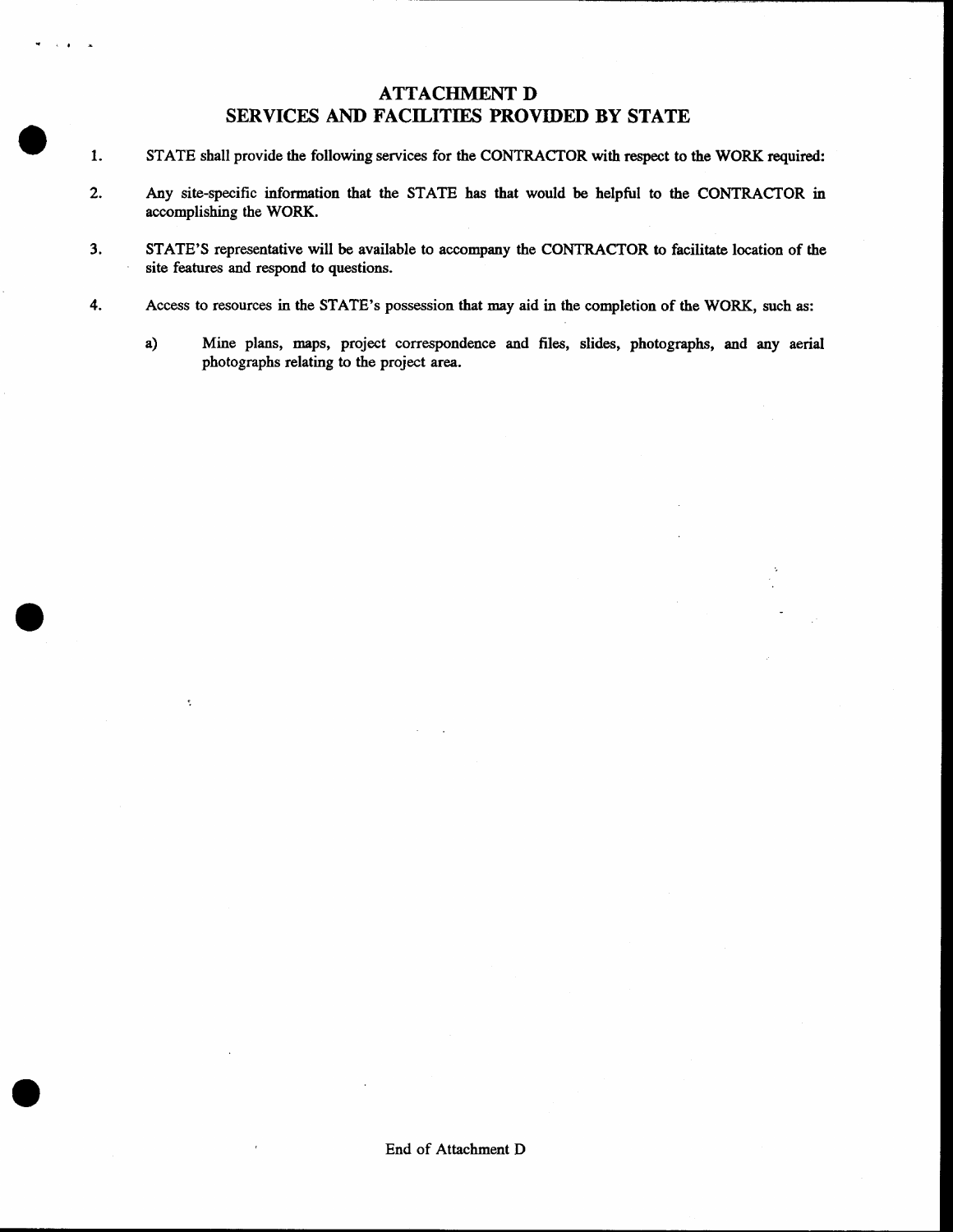# ATTACHMENT D
# SERVICES AND FACILITIES PROVIDED BY STATE

1. STATE shall provide the following services for the CONTRACTOR with respect to the WORK required:

2. Any site-specific information that the STATE has that would be helpful to the CONTRACTOR in accomplishing the WORK.

3. STATE'S representative will be available to accompany the CONTRACTOR to facilitate location of the site features and respond to questions.

4. Access to resources in the STATE's possession that may aid in the completion of the WORK, such as:

   a) Mine plans, maps, project correspondence and files, slides, photographs, and any aerial photographs relating to the project area.

End of Attachment D